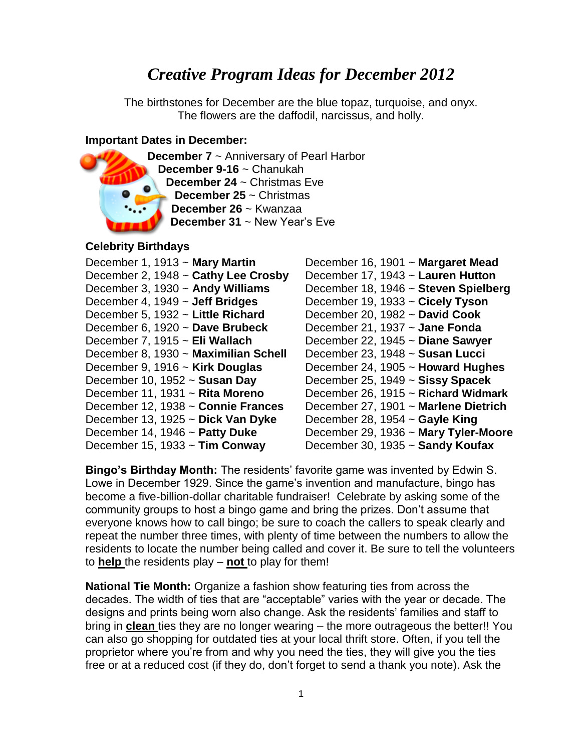# *Creative Program Ideas for December 2012*

The birthstones for December are the blue topaz, turquoise, and onyx.
The flowers are the daffodil, narcissus, and holly.

**Important Dates in December:**

**December 7** ~ Anniversary of Pearl Harbor
**December 9-16** ~ Chanukah
**December 24** ~ Christmas Eve
**December 25** ~ Christmas
**December 26** ~ Kwanzaa
**December 31** ~ New Year's Eve

**Celebrity Birthdays**

December 1, 1913 ~ **Mary Martin**
December 2, 1948 ~ **Cathy Lee Crosby**
December 3, 1930 ~ **Andy Williams**
December 4, 1949 ~ **Jeff Bridges**
December 5, 1932 ~ **Little Richard**
December 6, 1920 ~ **Dave Brubeck**
December 7, 1915 ~ **Eli Wallach**
December 8, 1930 ~ **Maximilian Schell**
December 9, 1916 ~ **Kirk Douglas**
December 10, 1952 ~ **Susan Day**
December 11, 1931 ~ **Rita Moreno**
December 12, 1938 ~ **Connie Frances**
December 13, 1925 ~ **Dick Van Dyke**
December 14, 1946 ~ **Patty Duke**
December 15, 1933 ~ **Tim Conway**
December 16, 1901 ~ **Margaret Mead**
December 17, 1943 ~ **Lauren Hutton**
December 18, 1946 ~ **Steven Spielberg**
December 19, 1933 ~ **Cicely Tyson**
December 20, 1982 ~ **David Cook**
December 21, 1937 ~ **Jane Fonda**
December 22, 1945 ~ **Diane Sawyer**
December 23, 1948 ~ **Susan Lucci**
December 24, 1905 ~ **Howard Hughes**
December 25, 1949 ~ **Sissy Spacek**
December 26, 1915 ~ **Richard Widmark**
December 27, 1901 ~ **Marlene Dietrich**
December 28, 1954 ~ **Gayle King**
December 29, 1936 ~ **Mary Tyler-Moore**
December 30, 1935 ~ **Sandy Koufax**

**Bingo's Birthday Month:** The residents' favorite game was invented by Edwin S. Lowe in December 1929. Since the game's invention and manufacture, bingo has become a five-billion-dollar charitable fundraiser! Celebrate by asking some of the community groups to host a bingo game and bring the prizes. Don't assume that everyone knows how to call bingo; be sure to coach the callers to speak clearly and repeat the number three times, with plenty of time between the numbers to allow the residents to locate the number being called and cover it. Be sure to tell the volunteers to **help** the residents play – **not** to play for them!

**National Tie Month:** Organize a fashion show featuring ties from across the decades. The width of ties that are "acceptable" varies with the year or decade. The designs and prints being worn also change. Ask the residents' families and staff to bring in **clean** ties they are no longer wearing – the more outrageous the better!! You can also go shopping for outdated ties at your local thrift store. Often, if you tell the proprietor where you're from and why you need the ties, they will give you the ties free or at a reduced cost (if they do, don't forget to send a thank you note). Ask the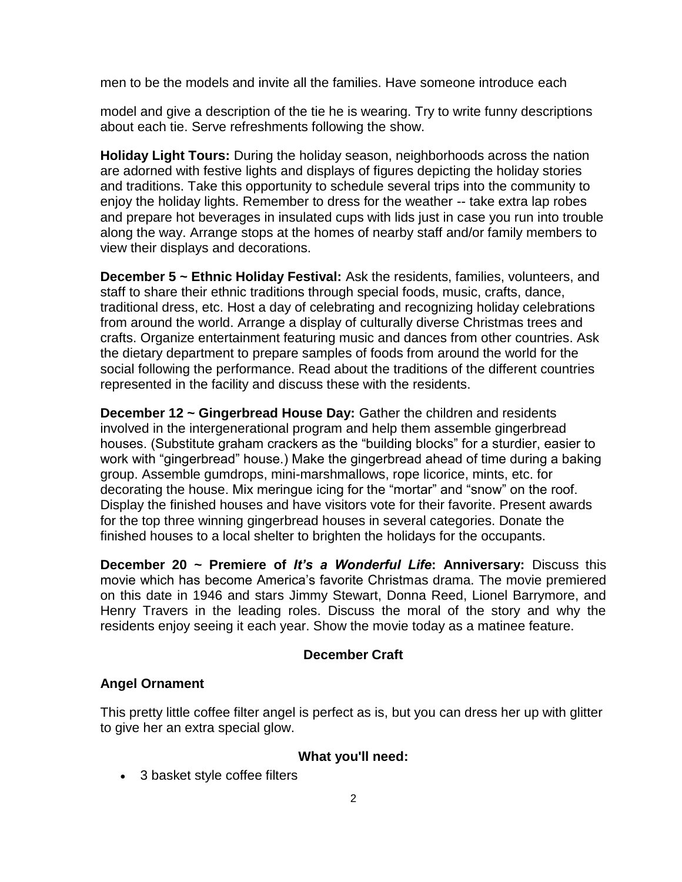men to be the models and invite all the families. Have someone introduce each

model and give a description of the tie he is wearing. Try to write funny descriptions about each tie. Serve refreshments following the show.

**Holiday Light Tours:** During the holiday season, neighborhoods across the nation are adorned with festive lights and displays of figures depicting the holiday stories and traditions. Take this opportunity to schedule several trips into the community to enjoy the holiday lights. Remember to dress for the weather -- take extra lap robes and prepare hot beverages in insulated cups with lids just in case you run into trouble along the way. Arrange stops at the homes of nearby staff and/or family members to view their displays and decorations.

**December 5 ~ Ethnic Holiday Festival:** Ask the residents, families, volunteers, and staff to share their ethnic traditions through special foods, music, crafts, dance, traditional dress, etc. Host a day of celebrating and recognizing holiday celebrations from around the world. Arrange a display of culturally diverse Christmas trees and crafts. Organize entertainment featuring music and dances from other countries. Ask the dietary department to prepare samples of foods from around the world for the social following the performance. Read about the traditions of the different countries represented in the facility and discuss these with the residents.

**December 12 ~ Gingerbread House Day:** Gather the children and residents involved in the intergenerational program and help them assemble gingerbread houses. (Substitute graham crackers as the "building blocks" for a sturdier, easier to work with "gingerbread" house.) Make the gingerbread ahead of time during a baking group. Assemble gumdrops, mini-marshmallows, rope licorice, mints, etc. for decorating the house. Mix meringue icing for the "mortar" and "snow" on the roof. Display the finished houses and have visitors vote for their favorite. Present awards for the top three winning gingerbread houses in several categories. Donate the finished houses to a local shelter to brighten the holidays for the occupants.

**December 20 ~ Premiere of *It's a Wonderful Life*: Anniversary:** Discuss this movie which has become America's favorite Christmas drama. The movie premiered on this date in 1946 and stars Jimmy Stewart, Donna Reed, Lionel Barrymore, and Henry Travers in the leading roles. Discuss the moral of the story and why the residents enjoy seeing it each year. Show the movie today as a matinee feature.

## December Craft

### Angel Ornament

This pretty little coffee filter angel is perfect as is, but you can dress her up with glitter to give her an extra special glow.

#### What you'll need:

- 3 basket style coffee filters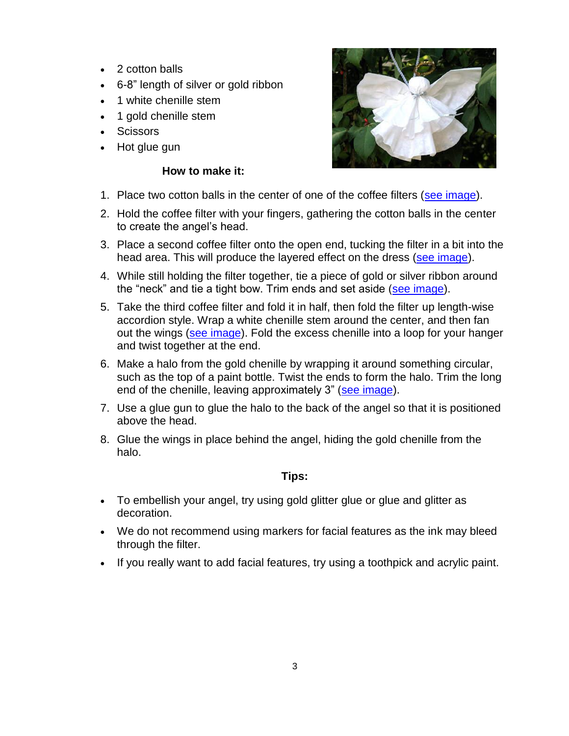- 2 cotton balls
- 6-8" length of silver or gold ribbon
- 1 white chenille stem
- 1 gold chenille stem
- Scissors
- Hot glue gun

**How to make it:**

1. Place two cotton balls in the center of one of the coffee filters (see image).
2. Hold the coffee filter with your fingers, gathering the cotton balls in the center to create the angel's head.
3. Place a second coffee filter onto the open end, tucking the filter in a bit into the head area. This will produce the layered effect on the dress (see image).
4. While still holding the filter together, tie a piece of gold or silver ribbon around the "neck" and tie a tight bow. Trim ends and set aside (see image).
5. Take the third coffee filter and fold it in half, then fold the filter up length-wise accordion style. Wrap a white chenille stem around the center, and then fan out the wings (see image). Fold the excess chenille into a loop for your hanger and twist together at the end.
6. Make a halo from the gold chenille by wrapping it around something circular, such as the top of a paint bottle. Twist the ends to form the halo. Trim the long end of the chenille, leaving approximately 3" (see image).
7. Use a glue gun to glue the halo to the back of the angel so that it is positioned above the head.
8. Glue the wings in place behind the angel, hiding the gold chenille from the halo.

**Tips:**

- To embellish your angel, try using gold glitter glue or glue and glitter as decoration.
- We do not recommend using markers for facial features as the ink may bleed through the filter.
- If you really want to add facial features, try using a toothpick and acrylic paint.